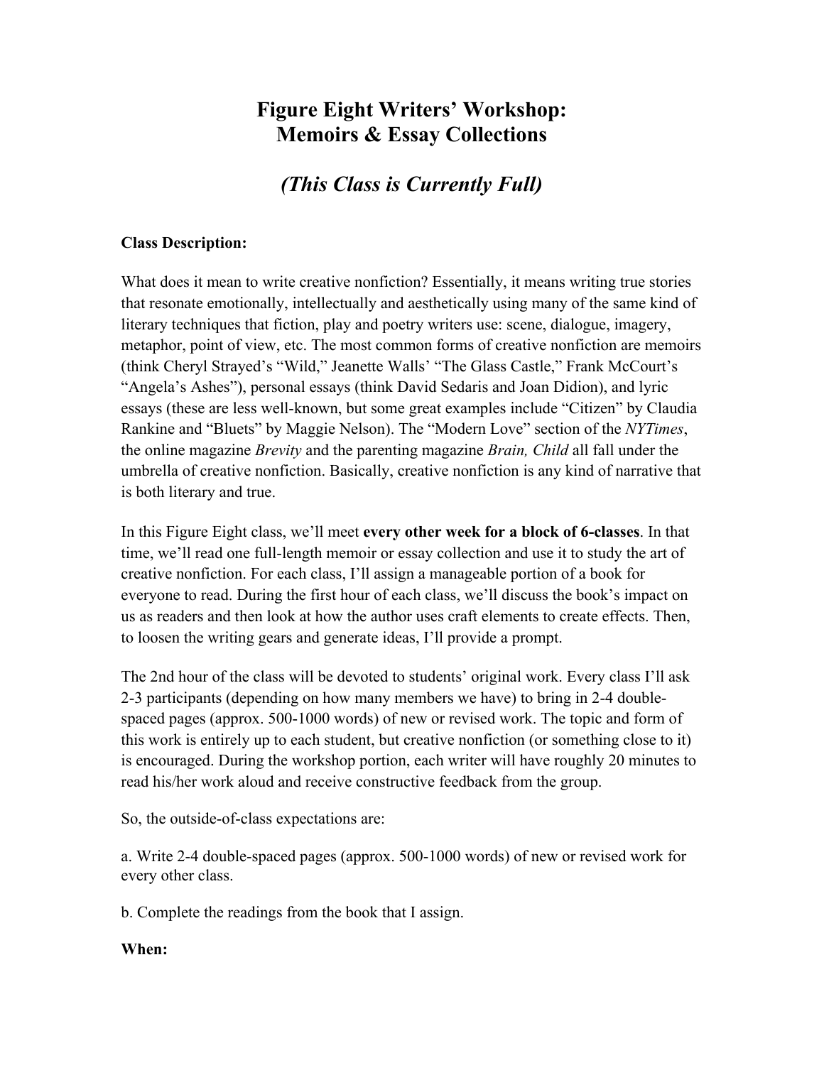# Figure Eight Writers' Workshop: Memoirs & Essay Collections

## *(This Class is Currently Full)*

**Class Description:**

What does it mean to write creative nonfiction? Essentially, it means writing true stories that resonate emotionally, intellectually and aesthetically using many of the same kind of literary techniques that fiction, play and poetry writers use: scene, dialogue, imagery, metaphor, point of view, etc. The most common forms of creative nonfiction are memoirs (think Cheryl Strayed's "Wild," Jeanette Walls' "The Glass Castle," Frank McCourt's "Angela's Ashes"), personal essays (think David Sedaris and Joan Didion), and lyric essays (these are less well-known, but some great examples include "Citizen" by Claudia Rankine and "Bluets" by Maggie Nelson). The "Modern Love" section of the *NYTimes*, the online magazine *Brevity* and the parenting magazine *Brain, Child* all fall under the umbrella of creative nonfiction. Basically, creative nonfiction is any kind of narrative that is both literary and true.

In this Figure Eight class, we'll meet **every other week for a block of 6-classes**. In that time, we'll read one full-length memoir or essay collection and use it to study the art of creative nonfiction. For each class, I'll assign a manageable portion of a book for everyone to read. During the first hour of each class, we'll discuss the book's impact on us as readers and then look at how the author uses craft elements to create effects. Then, to loosen the writing gears and generate ideas, I'll provide a prompt.

The 2nd hour of the class will be devoted to students' original work. Every class I'll ask 2-3 participants (depending on how many members we have) to bring in 2-4 double-spaced pages (approx. 500-1000 words) of new or revised work. The topic and form of this work is entirely up to each student, but creative nonfiction (or something close to it) is encouraged. During the workshop portion, each writer will have roughly 20 minutes to read his/her work aloud and receive constructive feedback from the group.

So, the outside-of-class expectations are:

a. Write 2-4 double-spaced pages (approx. 500-1000 words) of new or revised work for every other class.

b. Complete the readings from the book that I assign.

**When:**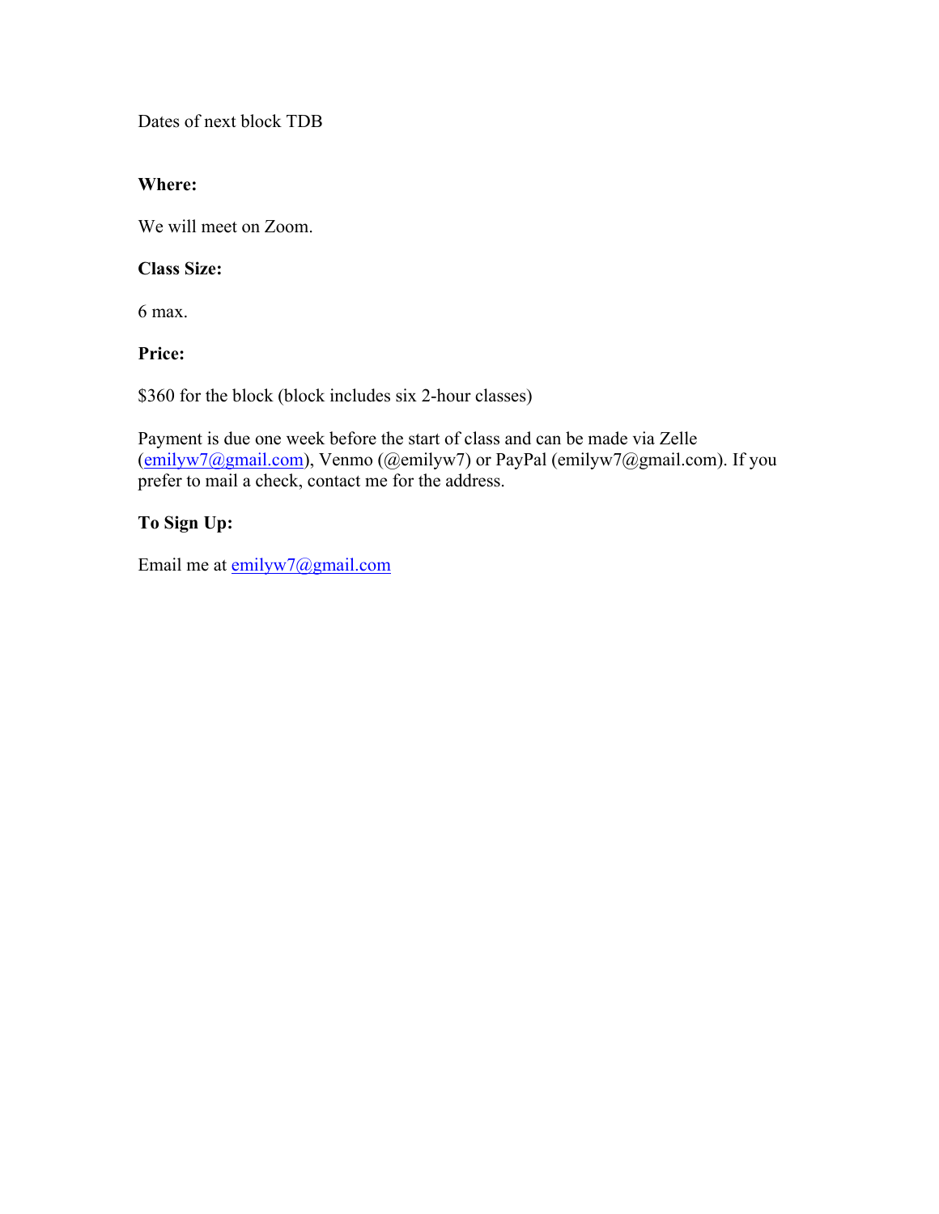Dates of next block TDB

**Where:**

We will meet on Zoom.

**Class Size:**

6 max.

**Price:**

$360 for the block (block includes six 2-hour classes)

Payment is due one week before the start of class and can be made via Zelle (emilyw7@gmail.com), Venmo (@emilyw7) or PayPal (emilyw7@gmail.com). If you prefer to mail a check, contact me for the address.

**To Sign Up:**

Email me at emilyw7@gmail.com